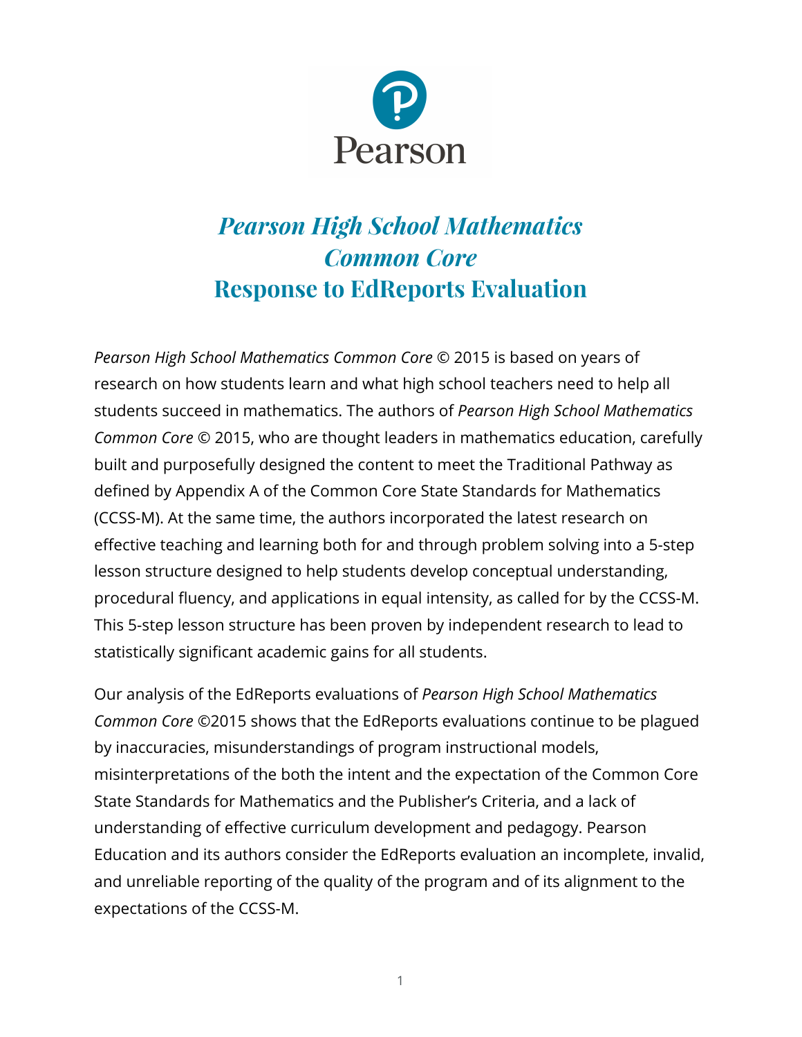Pearson

# *Pearson High School Mathematics Common Core*
# Response to EdReports Evaluation

*Pearson High School Mathematics Common Core* © 2015 is based on years of research on how students learn and what high school teachers need to help all students succeed in mathematics. The authors of *Pearson High School Mathematics Common Core* © 2015, who are thought leaders in mathematics education, carefully built and purposefully designed the content to meet the Traditional Pathway as defined by Appendix A of the Common Core State Standards for Mathematics (CCSS-M). At the same time, the authors incorporated the latest research on effective teaching and learning both for and through problem solving into a 5-step lesson structure designed to help students develop conceptual understanding, procedural fluency, and applications in equal intensity, as called for by the CCSS-M. This 5-step lesson structure has been proven by independent research to lead to statistically significant academic gains for all students.

Our analysis of the EdReports evaluations of *Pearson High School Mathematics Common Core* ©2015 shows that the EdReports evaluations continue to be plagued by inaccuracies, misunderstandings of program instructional models, misinterpretations of the both the intent and the expectation of the Common Core State Standards for Mathematics and the Publisher's Criteria, and a lack of understanding of effective curriculum development and pedagogy. Pearson Education and its authors consider the EdReports evaluation an incomplete, invalid, and unreliable reporting of the quality of the program and of its alignment to the expectations of the CCSS-M.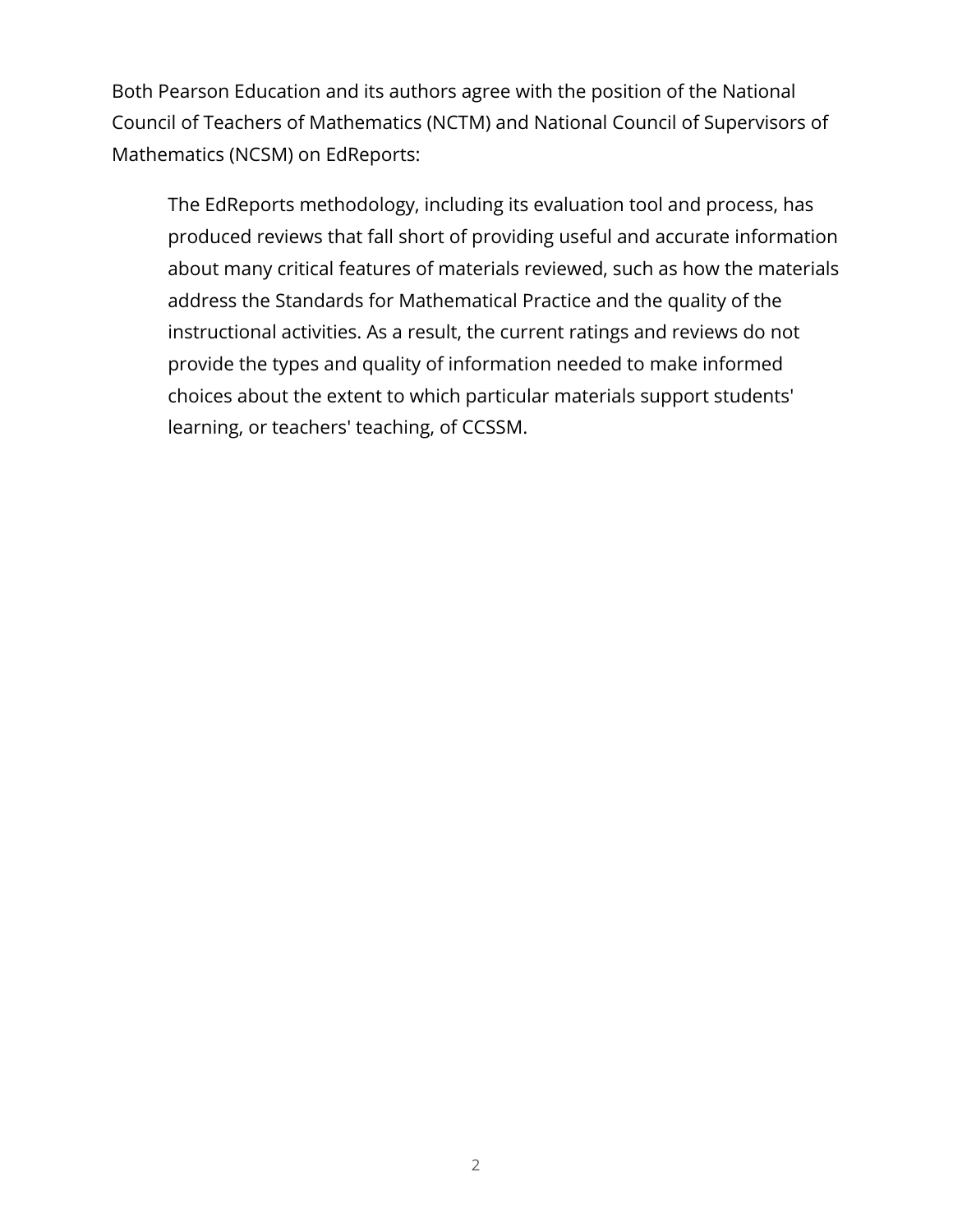Both Pearson Education and its authors agree with the position of the National Council of Teachers of Mathematics (NCTM) and National Council of Supervisors of Mathematics (NCSM) on EdReports:

> The EdReports methodology, including its evaluation tool and process, has produced reviews that fall short of providing useful and accurate information about many critical features of materials reviewed, such as how the materials address the Standards for Mathematical Practice and the quality of the instructional activities. As a result, the current ratings and reviews do not provide the types and quality of information needed to make informed choices about the extent to which particular materials support students' learning, or teachers' teaching, of CCSSM.